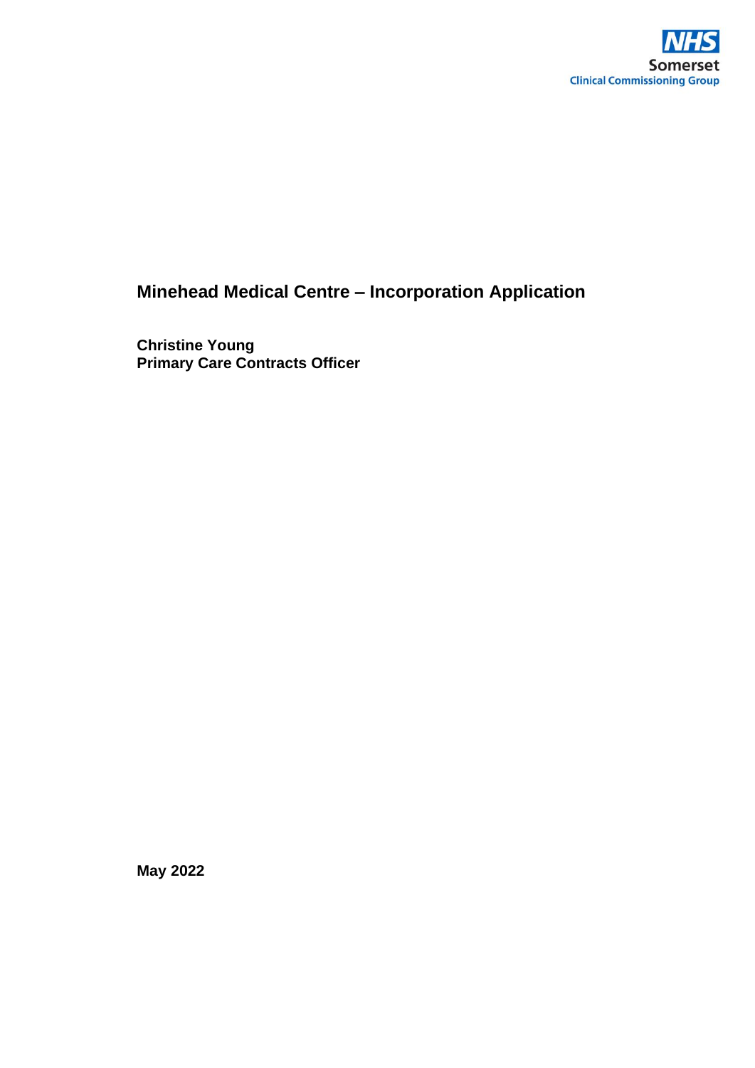NHS
Somerset
Clinical Commissioning Group

# Minehead Medical Centre – Incorporation Application

**Christine Young**
**Primary Care Contracts Officer**

**May 2022**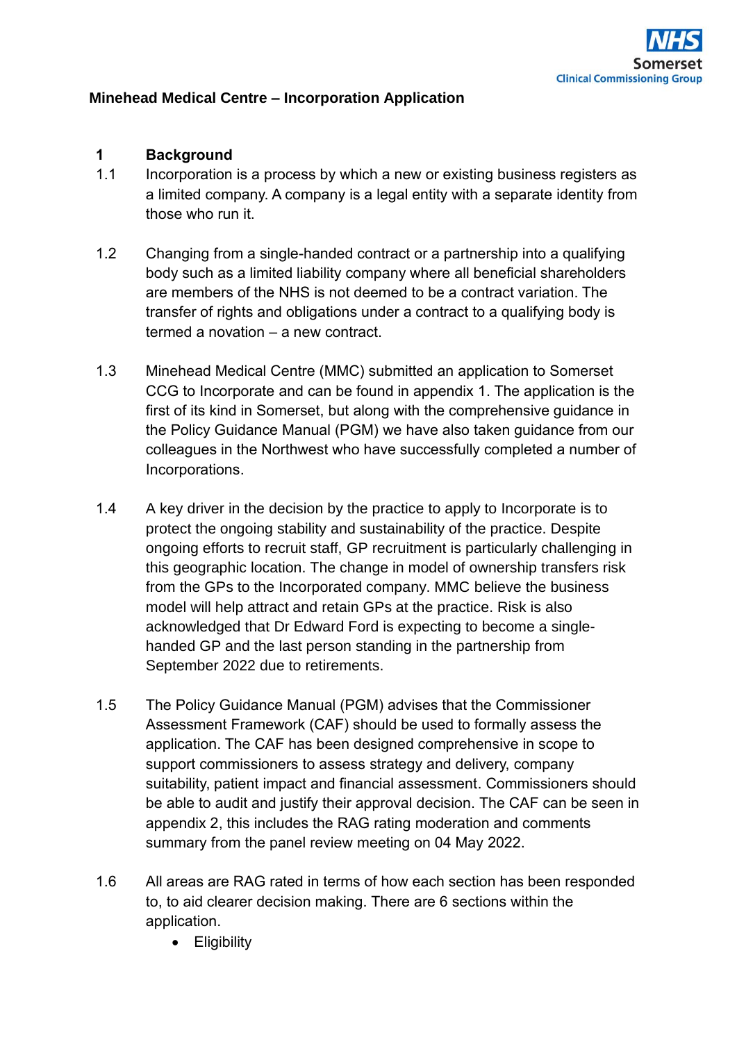**Minehead Medical Centre – Incorporation Application**

## 1 Background

1.1 Incorporation is a process by which a new or existing business registers as a limited company. A company is a legal entity with a separate identity from those who run it.

1.2 Changing from a single-handed contract or a partnership into a qualifying body such as a limited liability company where all beneficial shareholders are members of the NHS is not deemed to be a contract variation. The transfer of rights and obligations under a contract to a qualifying body is termed a novation – a new contract.

1.3 Minehead Medical Centre (MMC) submitted an application to Somerset CCG to Incorporate and can be found in appendix 1. The application is the first of its kind in Somerset, but along with the comprehensive guidance in the Policy Guidance Manual (PGM) we have also taken guidance from our colleagues in the Northwest who have successfully completed a number of Incorporations.

1.4 A key driver in the decision by the practice to apply to Incorporate is to protect the ongoing stability and sustainability of the practice. Despite ongoing efforts to recruit staff, GP recruitment is particularly challenging in this geographic location. The change in model of ownership transfers risk from the GPs to the Incorporated company. MMC believe the business model will help attract and retain GPs at the practice. Risk is also acknowledged that Dr Edward Ford is expecting to become a single-handed GP and the last person standing in the partnership from September 2022 due to retirements.

1.5 The Policy Guidance Manual (PGM) advises that the Commissioner Assessment Framework (CAF) should be used to formally assess the application. The CAF has been designed comprehensive in scope to support commissioners to assess strategy and delivery, company suitability, patient impact and financial assessment. Commissioners should be able to audit and justify their approval decision. The CAF can be seen in appendix 2, this includes the RAG rating moderation and comments summary from the panel review meeting on 04 May 2022.

1.6 All areas are RAG rated in terms of how each section has been responded to, to aid clearer decision making. There are 6 sections within the application.

- Eligibility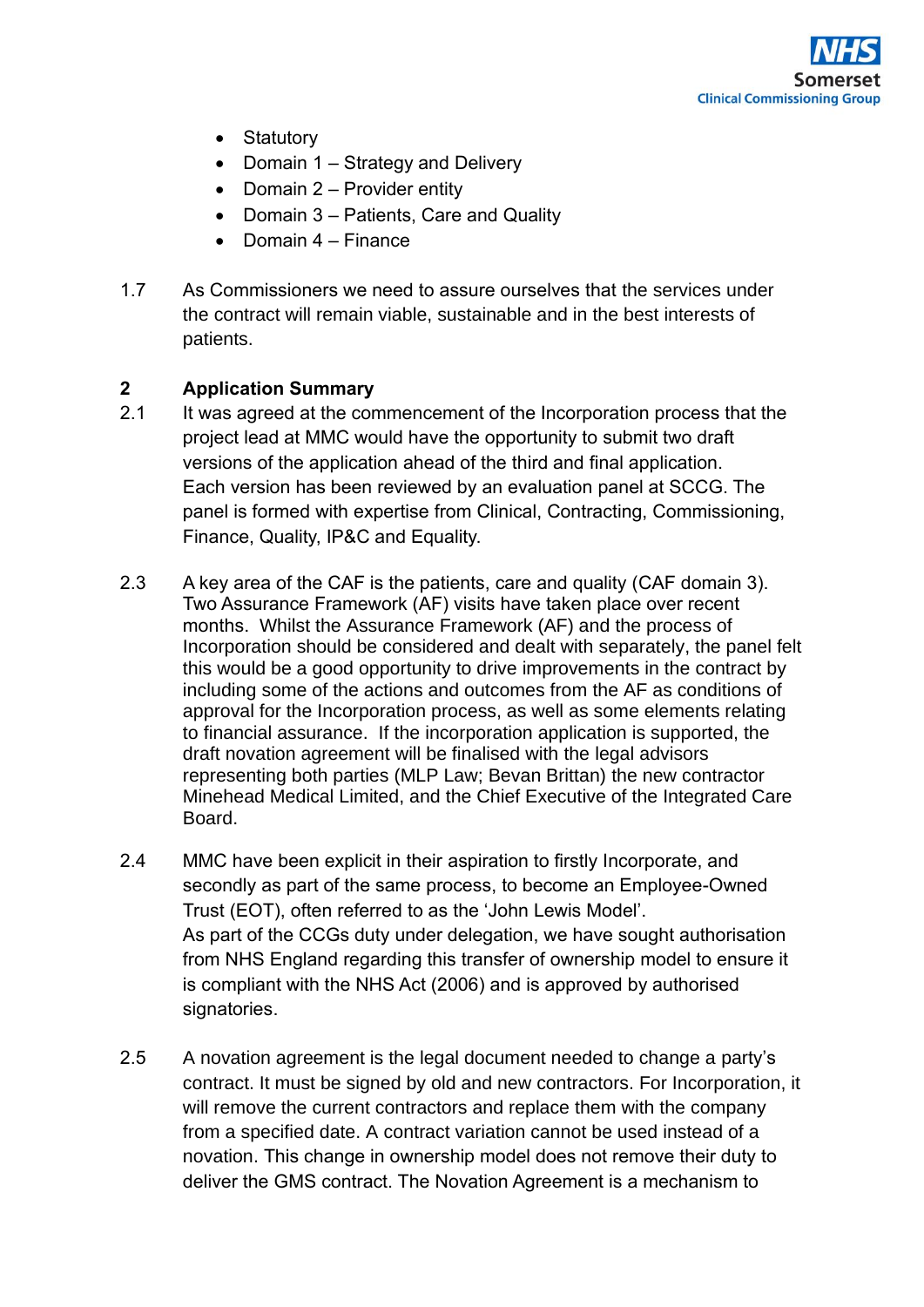- Statutory
- Domain 1 – Strategy and Delivery
- Domain 2 – Provider entity
- Domain 3 – Patients, Care and Quality
- Domain 4 – Finance

1.7 As Commissioners we need to assure ourselves that the services under the contract will remain viable, sustainable and in the best interests of patients.

## 2 Application Summary

2.1 It was agreed at the commencement of the Incorporation process that the project lead at MMC would have the opportunity to submit two draft versions of the application ahead of the third and final application. Each version has been reviewed by an evaluation panel at SCCG. The panel is formed with expertise from Clinical, Contracting, Commissioning, Finance, Quality, IP&C and Equality.

2.3 A key area of the CAF is the patients, care and quality (CAF domain 3). Two Assurance Framework (AF) visits have taken place over recent months. Whilst the Assurance Framework (AF) and the process of Incorporation should be considered and dealt with separately, the panel felt this would be a good opportunity to drive improvements in the contract by including some of the actions and outcomes from the AF as conditions of approval for the Incorporation process, as well as some elements relating to financial assurance. If the incorporation application is supported, the draft novation agreement will be finalised with the legal advisors representing both parties (MLP Law; Bevan Brittan) the new contractor Minehead Medical Limited, and the Chief Executive of the Integrated Care Board.

2.4 MMC have been explicit in their aspiration to firstly Incorporate, and secondly as part of the same process, to become an Employee-Owned Trust (EOT), often referred to as the 'John Lewis Model'. As part of the CCGs duty under delegation, we have sought authorisation from NHS England regarding this transfer of ownership model to ensure it is compliant with the NHS Act (2006) and is approved by authorised signatories.

2.5 A novation agreement is the legal document needed to change a party's contract. It must be signed by old and new contractors. For Incorporation, it will remove the current contractors and replace them with the company from a specified date. A contract variation cannot be used instead of a novation. This change in ownership model does not remove their duty to deliver the GMS contract. The Novation Agreement is a mechanism to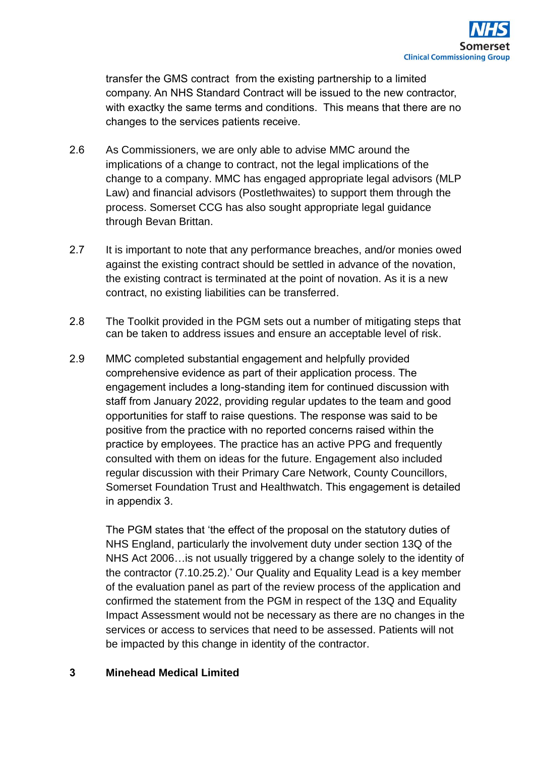transfer the GMS contract from the existing partnership to a limited company. An NHS Standard Contract will be issued to the new contractor, with exactky the same terms and conditions. This means that there are no changes to the services patients receive.

2.6 As Commissioners, we are only able to advise MMC around the implications of a change to contract, not the legal implications of the change to a company. MMC has engaged appropriate legal advisors (MLP Law) and financial advisors (Postlethwaites) to support them through the process. Somerset CCG has also sought appropriate legal guidance through Bevan Brittan.

2.7 It is important to note that any performance breaches, and/or monies owed against the existing contract should be settled in advance of the novation, the existing contract is terminated at the point of novation. As it is a new contract, no existing liabilities can be transferred.

2.8 The Toolkit provided in the PGM sets out a number of mitigating steps that can be taken to address issues and ensure an acceptable level of risk.

2.9 MMC completed substantial engagement and helpfully provided comprehensive evidence as part of their application process. The engagement includes a long-standing item for continued discussion with staff from January 2022, providing regular updates to the team and good opportunities for staff to raise questions. The response was said to be positive from the practice with no reported concerns raised within the practice by employees. The practice has an active PPG and frequently consulted with them on ideas for the future. Engagement also included regular discussion with their Primary Care Network, County Councillors, Somerset Foundation Trust and Healthwatch. This engagement is detailed in appendix 3.

The PGM states that 'the effect of the proposal on the statutory duties of NHS England, particularly the involvement duty under section 13Q of the NHS Act 2006…is not usually triggered by a change solely to the identity of the contractor (7.10.25.2).' Our Quality and Equality Lead is a key member of the evaluation panel as part of the review process of the application and confirmed the statement from the PGM in respect of the 13Q and Equality Impact Assessment would not be necessary as there are no changes in the services or access to services that need to be assessed. Patients will not be impacted by this change in identity of the contractor.

## 3 Minehead Medical Limited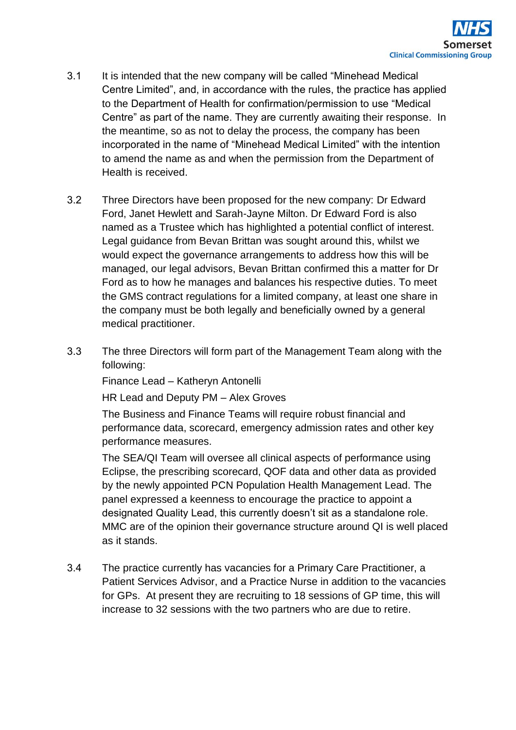3.1 It is intended that the new company will be called "Minehead Medical Centre Limited", and, in accordance with the rules, the practice has applied to the Department of Health for confirmation/permission to use "Medical Centre" as part of the name. They are currently awaiting their response. In the meantime, so as not to delay the process, the company has been incorporated in the name of "Minehead Medical Limited" with the intention to amend the name as and when the permission from the Department of Health is received.

3.2 Three Directors have been proposed for the new company: Dr Edward Ford, Janet Hewlett and Sarah-Jayne Milton. Dr Edward Ford is also named as a Trustee which has highlighted a potential conflict of interest. Legal guidance from Bevan Brittan was sought around this, whilst we would expect the governance arrangements to address how this will be managed, our legal advisors, Bevan Brittan confirmed this a matter for Dr Ford as to how he manages and balances his respective duties. To meet the GMS contract regulations for a limited company, at least one share in the company must be both legally and beneficially owned by a general medical practitioner.

3.3 The three Directors will form part of the Management Team along with the following:

Finance Lead – Katheryn Antonelli

HR Lead and Deputy PM – Alex Groves

The Business and Finance Teams will require robust financial and performance data, scorecard, emergency admission rates and other key performance measures.

The SEA/QI Team will oversee all clinical aspects of performance using Eclipse, the prescribing scorecard, QOF data and other data as provided by the newly appointed PCN Population Health Management Lead. The panel expressed a keenness to encourage the practice to appoint a designated Quality Lead, this currently doesn't sit as a standalone role. MMC are of the opinion their governance structure around QI is well placed as it stands.

3.4 The practice currently has vacancies for a Primary Care Practitioner, a Patient Services Advisor, and a Practice Nurse in addition to the vacancies for GPs. At present they are recruiting to 18 sessions of GP time, this will increase to 32 sessions with the two partners who are due to retire.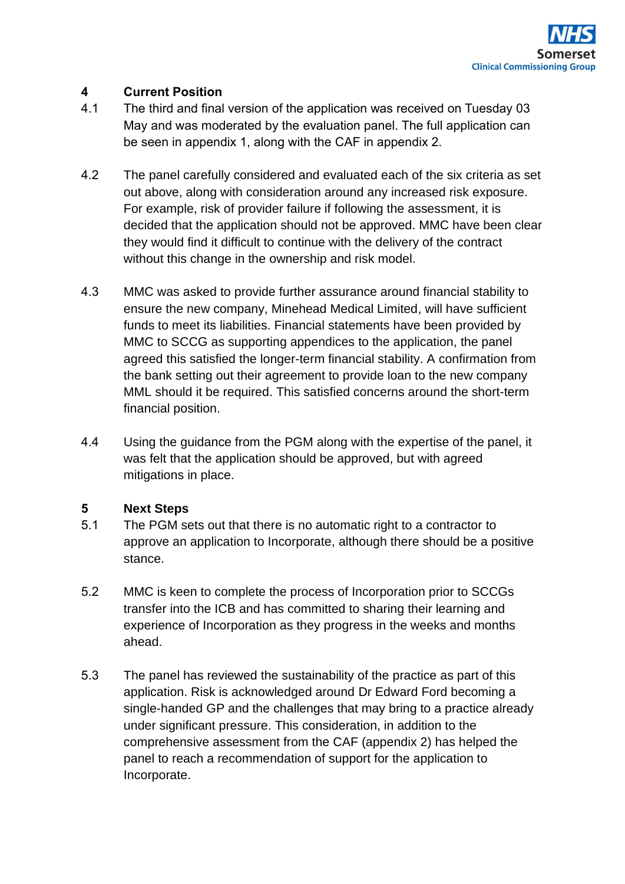## 4 Current Position

4.1 The third and final version of the application was received on Tuesday 03 May and was moderated by the evaluation panel. The full application can be seen in appendix 1, along with the CAF in appendix 2.

4.2 The panel carefully considered and evaluated each of the six criteria as set out above, along with consideration around any increased risk exposure. For example, risk of provider failure if following the assessment, it is decided that the application should not be approved. MMC have been clear they would find it difficult to continue with the delivery of the contract without this change in the ownership and risk model.

4.3 MMC was asked to provide further assurance around financial stability to ensure the new company, Minehead Medical Limited, will have sufficient funds to meet its liabilities. Financial statements have been provided by MMC to SCCG as supporting appendices to the application, the panel agreed this satisfied the longer-term financial stability. A confirmation from the bank setting out their agreement to provide loan to the new company MML should it be required. This satisfied concerns around the short-term financial position.

4.4 Using the guidance from the PGM along with the expertise of the panel, it was felt that the application should be approved, but with agreed mitigations in place.

## 5 Next Steps

5.1 The PGM sets out that there is no automatic right to a contractor to approve an application to Incorporate, although there should be a positive stance.

5.2 MMC is keen to complete the process of Incorporation prior to SCCGs transfer into the ICB and has committed to sharing their learning and experience of Incorporation as they progress in the weeks and months ahead.

5.3 The panel has reviewed the sustainability of the practice as part of this application. Risk is acknowledged around Dr Edward Ford becoming a single-handed GP and the challenges that may bring to a practice already under significant pressure. This consideration, in addition to the comprehensive assessment from the CAF (appendix 2) has helped the panel to reach a recommendation of support for the application to Incorporate.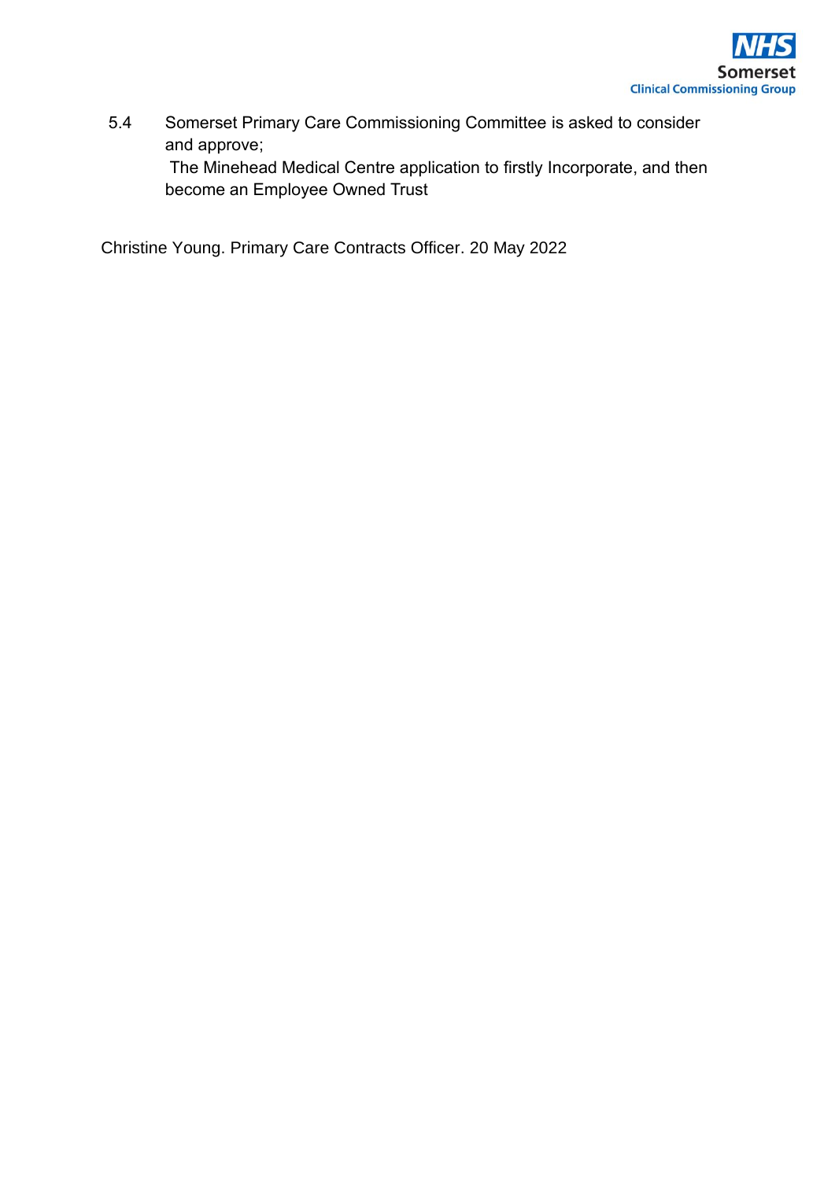5.4 Somerset Primary Care Commissioning Committee is asked to consider and approve;

The Minehead Medical Centre application to firstly Incorporate, and then become an Employee Owned Trust

Christine Young. Primary Care Contracts Officer. 20 May 2022